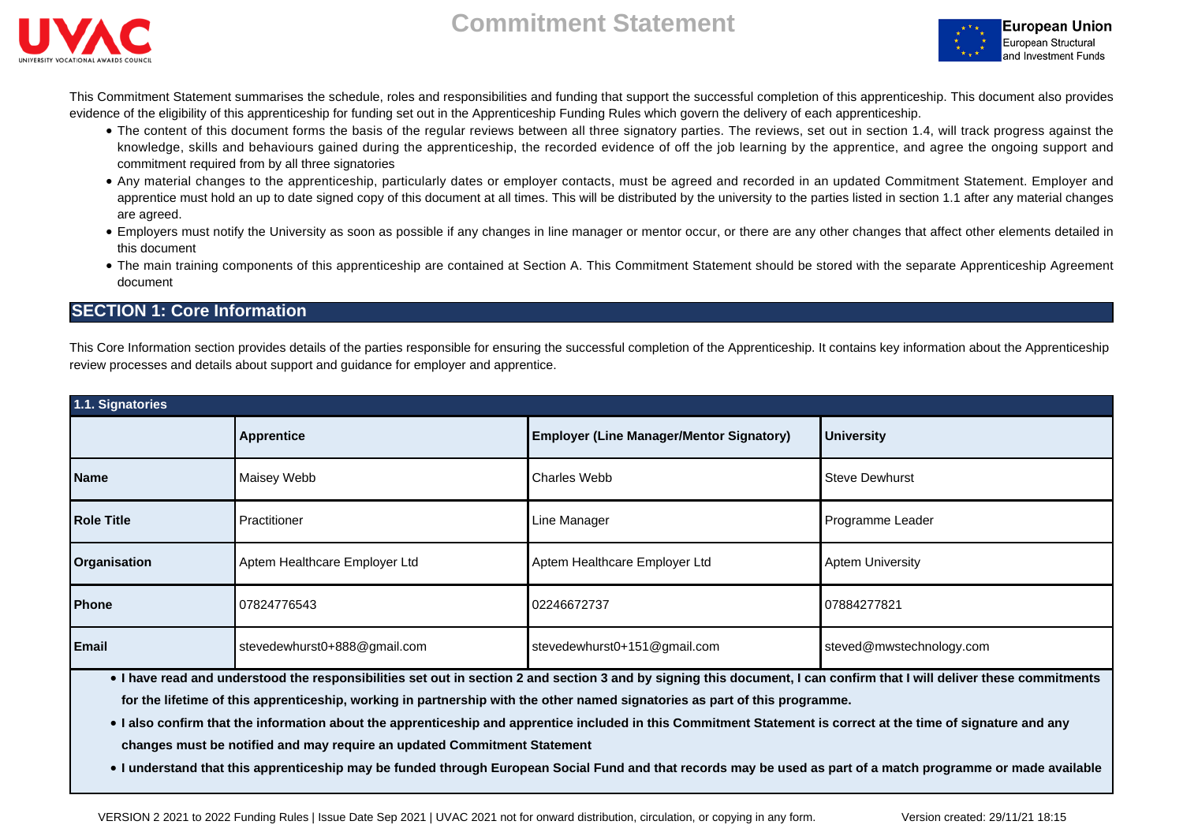# Commitment Statement

This Commitment Statement summarises the schedule, roles and responsibilities and funding that support the successful completion of this apprenticeship. This document also provides evidence of the eligibility of this apprenticeship for funding set out in the Apprenticeship Funding Rules which govern the delivery of each apprenticeship.

- The content of this document forms the basis of the regular reviews between all three signatory parties. The reviews, set out in section 1.4, will track progress against the knowledge, skills and behaviours gained during the apprenticeship, the recorded evidence of off the job learning by the apprentice, and agree the ongoing support and commitment required from by all three signatories
- Any material changes to the apprenticeship, particularly dates or employer contacts, must be agreed and recorded in an updated Commitment Statement. Employer and apprentice must hold an up to date signed copy of this document at all times. This will be distributed by the university to the parties listed in section 1.1 after any material changes are agreed.
- Employers must notify the University as soon as possible if any changes in line manager or mentor occur, or there are any other changes that affect other elements detailed in this document
- The main training components of this apprenticeship are contained at Section A. This Commitment Statement should be stored with the separate Apprenticeship Agreement document

## SECTION 1: Core Information

This Core Information section provides details of the parties responsible for ensuring the successful completion of the Apprenticeship. It contains key information about the Apprenticeship review processes and details about support and guidance for employer and apprentice.

### 1.1. Signatories

| | **Apprentice** | **Employer (Line Manager/Mentor Signatory)** | **University** |
|---|---|---|---|
| **Name** | Maisey Webb | Charles Webb | Steve Dewhurst |
| **Role Title** | Practitioner | Line Manager | Programme Leader |
| **Organisation** | Aptem Healthcare Employer Ltd | Aptem Healthcare Employer Ltd | Aptem University |
| **Phone** | 07824776543 | 02246672737 | 07884277821 |
| **Email** | stevedewhurst0+888@gmail.com | stevedewhurst0+151@gmail.com | steved@mwstechnology.com |

- **I have read and understood the responsibilities set out in section 2 and section 3 and by signing this document, I can confirm that I will deliver these commitments for the lifetime of this apprenticeship, working in partnership with the other named signatories as part of this programme.**
- **I also confirm that the information about the apprenticeship and apprentice included in this Commitment Statement is correct at the time of signature and any changes must be notified and may require an updated Commitment Statement**
- **I understand that this apprenticeship may be funded through European Social Fund and that records may be used as part of a match programme or made available**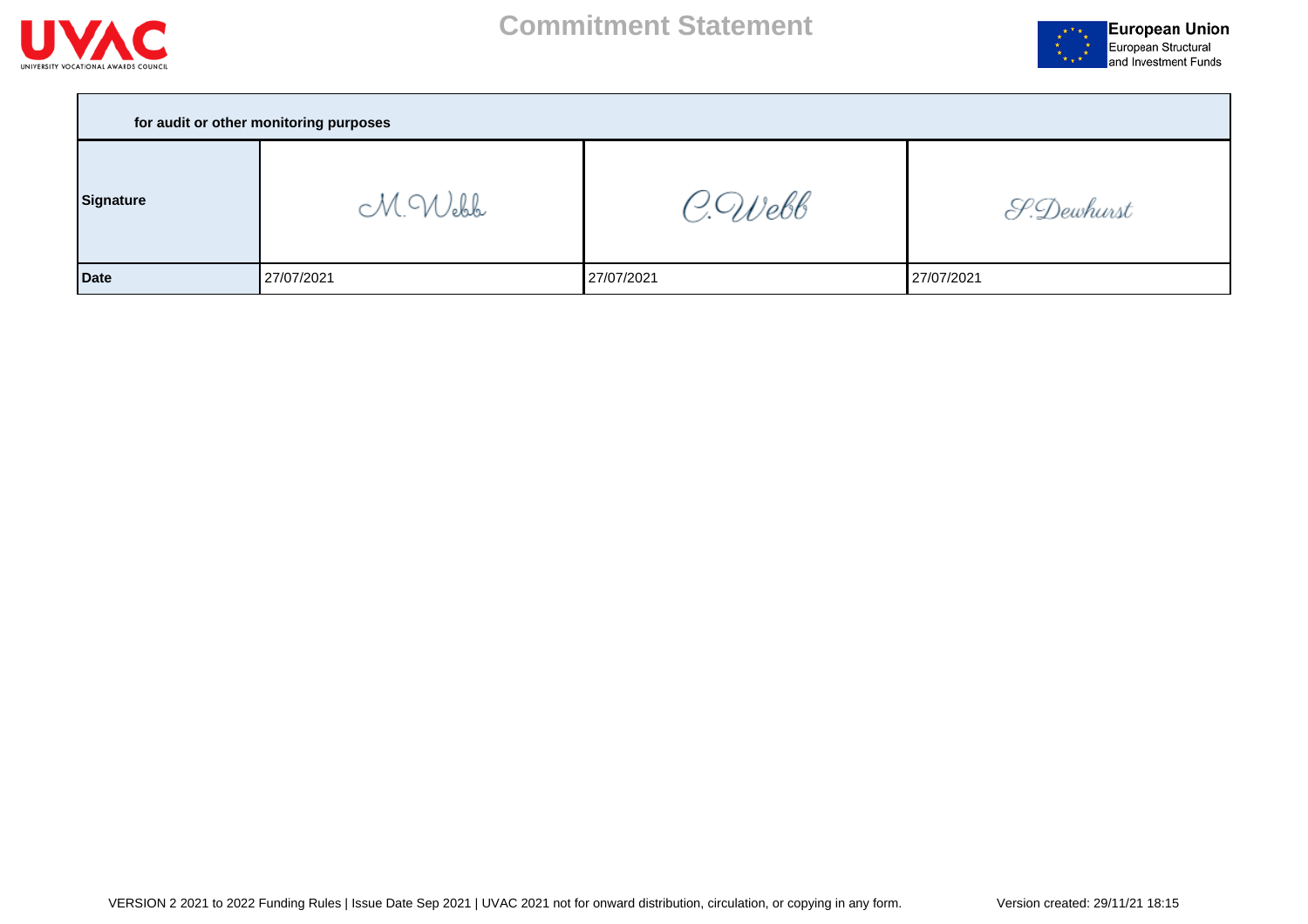# Commitment Statement

| for audit or other monitoring purposes | | | |
|---|---|---|---|
| **Signature** | M. Webb | C. Webb | S. Dewhurst |
| **Date** | 27/07/2021 | 27/07/2021 | 27/07/2021 |

VERSION 2 2021 to 2022 Funding Rules | Issue Date Sep 2021 | UVAC 2021 not for onward distribution, circulation, or copying in any form. Version created: 29/11/21 18:15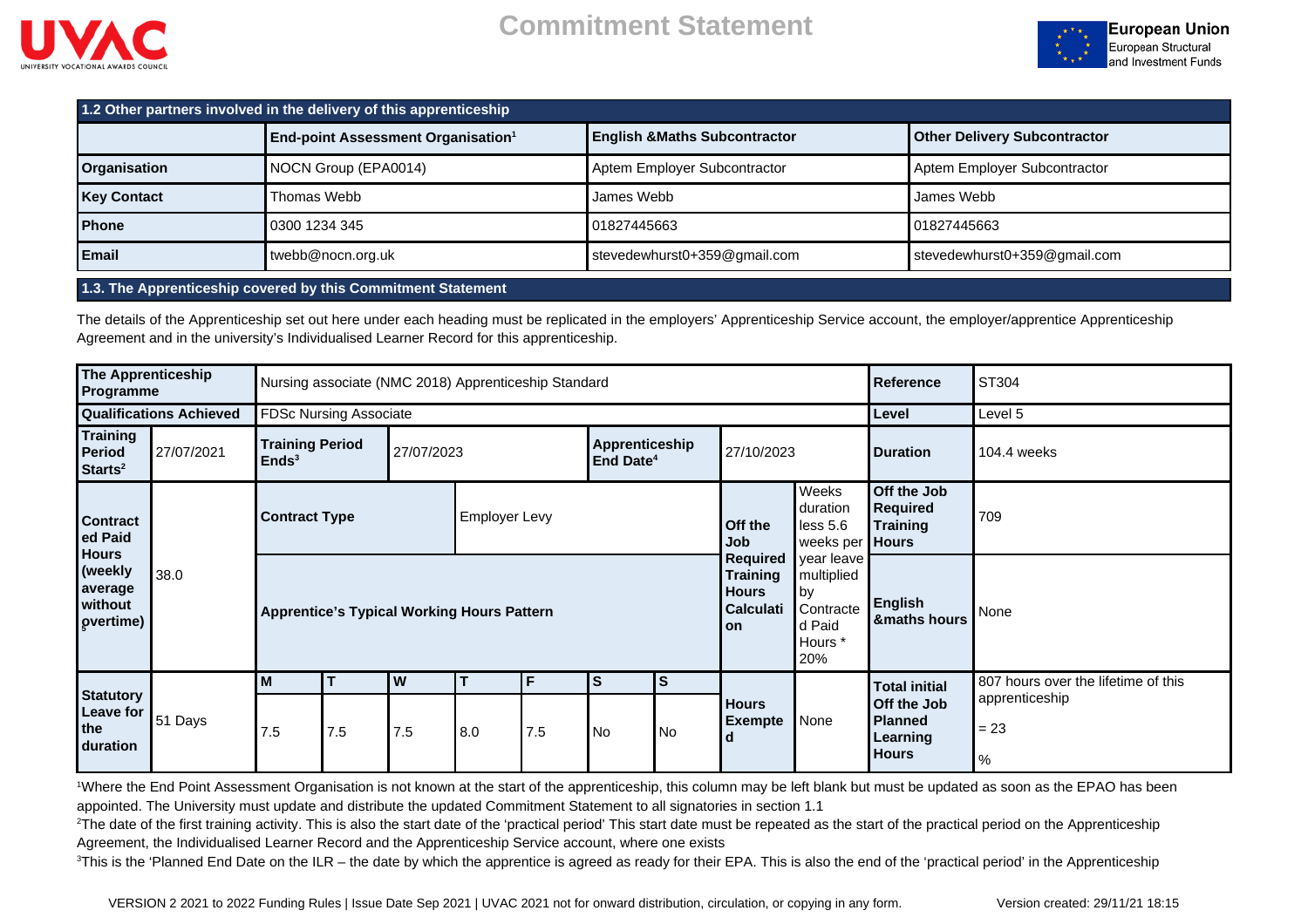# Commitment Statement

| 1.2 Other partners involved in the delivery of this apprenticeship | | | |
|---|---|---|---|
| | End-point Assessment Organisation[1] | English &Maths Subcontractor | Other Delivery Subcontractor |
| **Organisation** | NOCN Group (EPA0014) | Aptem Employer Subcontractor | Aptem Employer Subcontractor |
| **Key Contact** | Thomas Webb | James Webb | James Webb |
| **Phone** | 0300 1234 345 | 01827445663 | 01827445663 |
| **Email** | twebb@nocn.org.uk | stevedewhurst0+359@gmail.com | stevedewhurst0+359@gmail.com |

## 1.3. The Apprenticeship covered by this Commitment Statement

The details of the Apprenticeship set out here under each heading must be replicated in the employers' Apprenticeship Service account, the employer/apprentice Apprenticeship Agreement and in the university's Individualised Learner Record for this apprenticeship.

| **The Apprenticeship Programme** | Nursing associate (NMC 2018) Apprenticeship Standard | **Reference** | ST304 |
|---|---|---|---|
| **Qualifications Achieved** | FDSc Nursing Associate | **Level** | Level 5 |

| **Training Period Starts[2]** | 27/07/2021 | **Training Period Ends[3]** | 27/07/2023 | **Apprenticeship End Date[4]** | 27/10/2023 | **Duration** | 104.4 weeks |
|---|---|---|---|---|---|---|---|

| **Contracted Paid Hours (weekly average without overtime)[5]** | 38.0 | **Contract Type** | Employer Levy | **Off the Job Required Training Hours Calculation** | Weeks duration less 5.6 weeks per year leave multiplied by Contracted Paid Hours * 20% | **Off the Job Required Training Hours** | 709 |
|---|---|---|---|---|---|---|---|
| | | **Apprentice's Typical Working Hours Pattern** | | | | **English &maths hours** | None |

| **Statutory Leave for the duration** | 51 Days | M | T | W | T | F | S | S | **Hours Exempted** | None | **Total initial Off the Job Planned Learning Hours** | 807 hours over the lifetime of this apprenticeship = 23 % |
|---|---|---|---|---|---|---|---|---|---|---|---|---|
| | | 7.5 | 7.5 | 7.5 | 8.0 | 7.5 | No | No | | | | |

[1]Where the End Point Assessment Organisation is not known at the start of the apprenticeship, this column may be left blank but must be updated as soon as the EPAO has been appointed. The University must update and distribute the updated Commitment Statement to all signatories in section 1.1

[2]The date of the first training activity. This is also the start date of the 'practical period' This start date must be repeated as the start of the practical period on the Apprenticeship Agreement, the Individualised Learner Record and the Apprenticeship Service account, where one exists

[3]This is the 'Planned End Date on the ILR – the date by which the apprentice is agreed as ready for their EPA. This is also the end of the 'practical period' in the Apprenticeship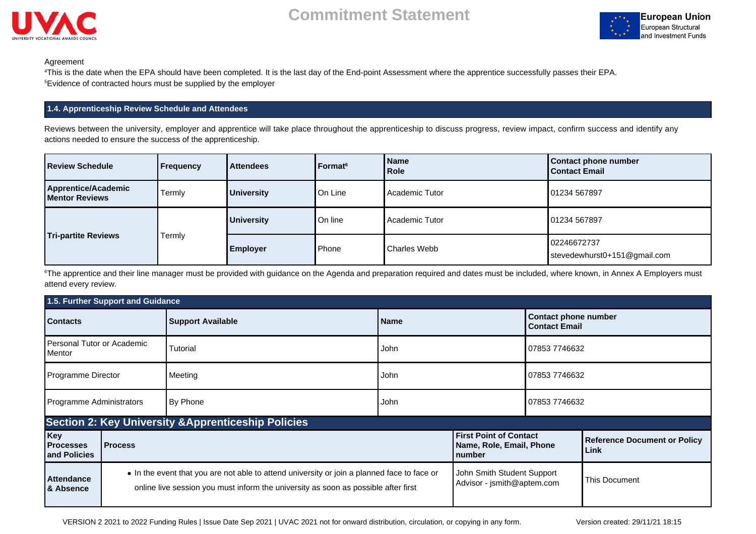Agreement

[4]This is the date when the EPA should have been completed. It is the last day of the End-point Assessment where the apprentice successfully passes their EPA.

[5]Evidence of contracted hours must be supplied by the employer

## 1.4. Apprenticeship Review Schedule and Attendees

Reviews between the university, employer and apprentice will take place throughout the apprenticeship to discuss progress, review impact, confirm success and identify any actions needed to ensure the success of the apprenticeship.

| Review Schedule | Frequency | Attendees | Format[6] | Name<br>Role | Contact phone number<br>Contact Email |
|---|---|---|---|---|---|
| **Apprentice/Academic Mentor Reviews** | Termly | **University** | On Line | Academic Tutor | 01234 567897 |
| **Tri-partite Reviews** | Termly | **University** | On line | Academic Tutor | 01234 567897 |
| | | **Employer** | Phone | Charles Webb | 02246672737<br>stevedewhurst0+151@gmail.com |

[6]The apprentice and their line manager must be provided with guidance on the Agenda and preparation required and dates must be included, where known, in Annex A Employers must attend every review.

## 1.5. Further Support and Guidance

| Contacts | Support Available | Name | Contact phone number<br>Contact Email |
|---|---|---|---|
| Personal Tutor or Academic Mentor | Tutorial | John | 07853 7746632 |
| Programme Director | Meeting | John | 07853 7746632 |
| Programme Administrators | By Phone | John | 07853 7746632 |

# Section 2: Key University &Apprenticeship Policies

| Key Processes and Policies | Process | First Point of Contact Name, Role, Email, Phone number | Reference Document or Policy Link |
|---|---|---|---|
| **Attendance & Absence** | • In the event that you are not able to attend university or join a planned face to face or online live session you must inform the university as soon as possible after first | John Smith Student Support Advisor - jsmith@aptem.com | This Document |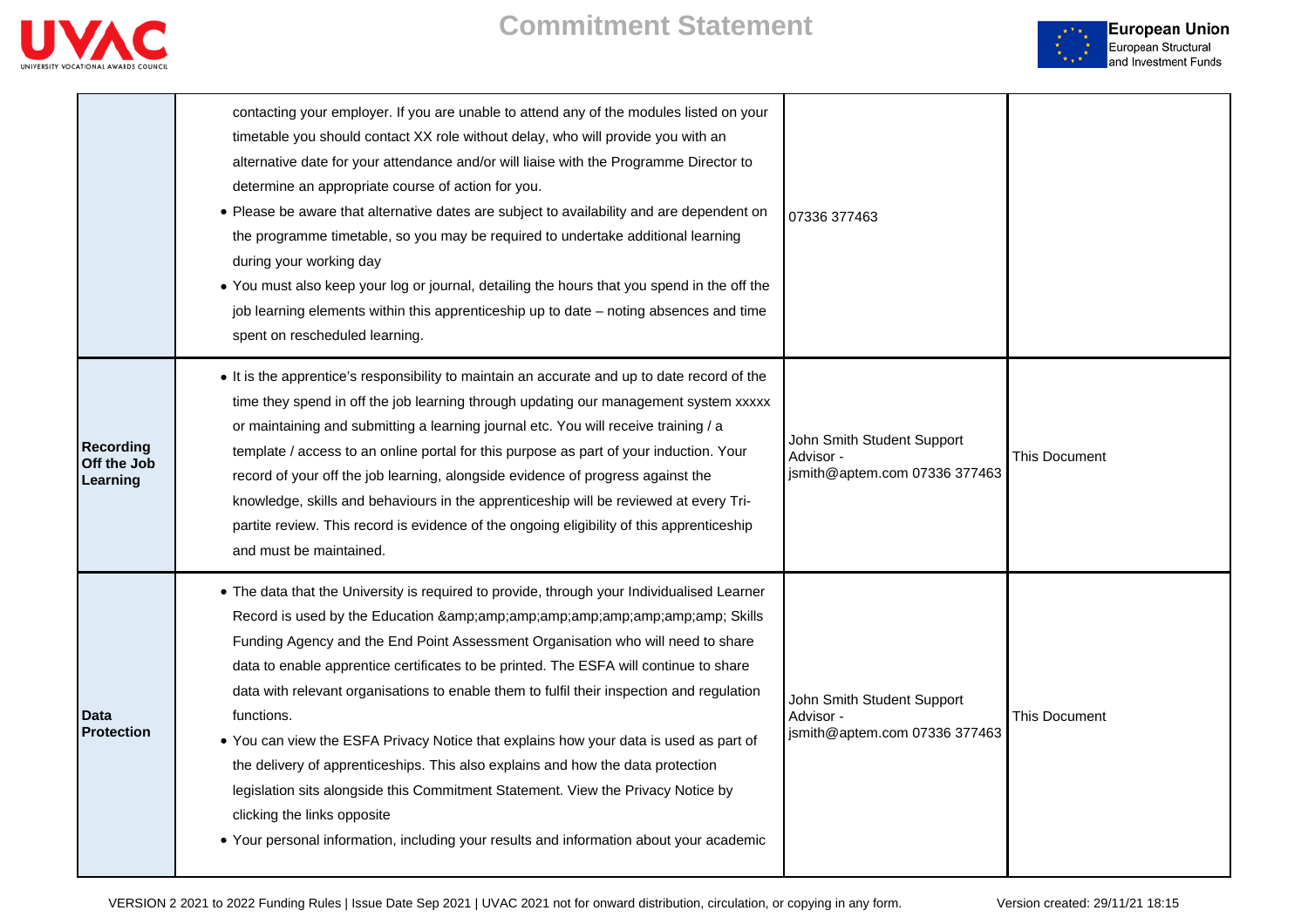# Commitment Statement

| | | | |
|---|---|---|---|
| | contacting your employer. If you are unable to attend any of the modules listed on your timetable you should contact XX role without delay, who will provide you with an alternative date for your attendance and/or will liaise with the Programme Director to determine an appropriate course of action for you.<br>• Please be aware that alternative dates are subject to availability and are dependent on the programme timetable, so you may be required to undertake additional learning during your working day<br>• You must also keep your log or journal, detailing the hours that you spend in the off the job learning elements within this apprenticeship up to date – noting absences and time spent on rescheduled learning. | 07336 377463 | |
| **Recording Off the Job Learning** | • It is the apprentice's responsibility to maintain an accurate and up to date record of the time they spend in off the job learning through updating our management system xxxxx or maintaining and submitting a learning journal etc. You will receive training / a template / access to an online portal for this purpose as part of your induction. Your record of your off the job learning, alongside evidence of progress against the knowledge, skills and behaviours in the apprenticeship will be reviewed at every Tri-partite review. This record is evidence of the ongoing eligibility of this apprenticeship and must be maintained. | John Smith Student Support Advisor - jsmith@aptem.com 07336 377463 | This Document |
| **Data Protection** | • The data that the University is required to provide, through your Individualised Learner Record is used by the Education &amp;amp;amp;amp;amp;amp;amp;amp;amp; Skills Funding Agency and the End Point Assessment Organisation who will need to share data to enable apprentice certificates to be printed. The ESFA will continue to share data with relevant organisations to enable them to fulfil their inspection and regulation functions.<br>• You can view the ESFA Privacy Notice that explains how your data is used as part of the delivery of apprenticeships. This also explains and how the data protection legislation sits alongside this Commitment Statement. View the Privacy Notice by clicking the links opposite<br>• Your personal information, including your results and information about your academic | John Smith Student Support Advisor - jsmith@aptem.com 07336 377463 | This Document |

VERSION 2 2021 to 2022 Funding Rules | Issue Date Sep 2021 | UVAC 2021 not for onward distribution, circulation, or copying in any form. Version created: 29/11/21 18:15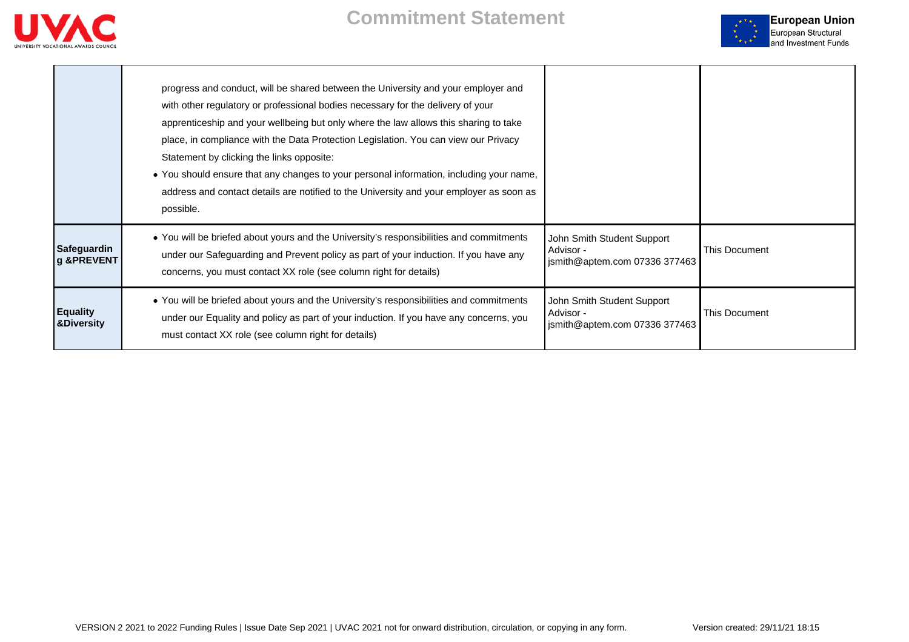| | | | |
|---|---|---|---|
| | progress and conduct, will be shared between the University and your employer and with other regulatory or professional bodies necessary for the delivery of your apprenticeship and your wellbeing but only where the law allows this sharing to take place, in compliance with the Data Protection Legislation. You can view our Privacy Statement by clicking the links opposite:<br>• You should ensure that any changes to your personal information, including your name, address and contact details are notified to the University and your employer as soon as possible. | | |
| **Safeguarding &PREVENT** | • You will be briefed about yours and the University's responsibilities and commitments under our Safeguarding and Prevent policy as part of your induction. If you have any concerns, you must contact XX role (see column right for details) | John Smith Student Support Advisor - jsmith@aptem.com 07336 377463 | This Document |
| **Equality &Diversity** | • You will be briefed about yours and the University's responsibilities and commitments under our Equality and policy as part of your induction. If you have any concerns, you must contact XX role (see column right for details) | John Smith Student Support Advisor - jsmith@aptem.com 07336 377463 | This Document |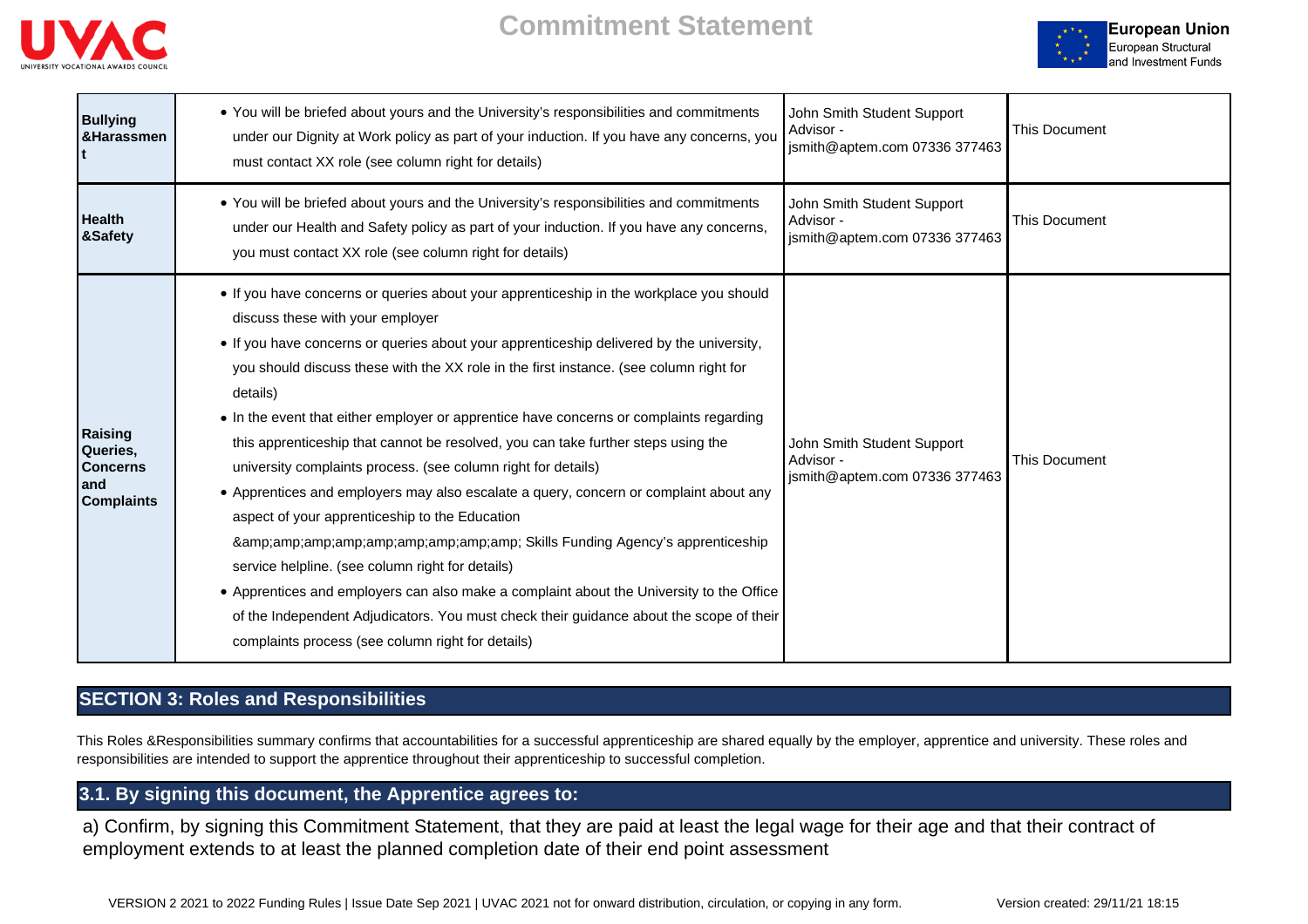| | | | |
|---|---|---|---|
| **Bullying &Harassment** | • You will be briefed about yours and the University's responsibilities and commitments under our Dignity at Work policy as part of your induction. If you have any concerns, you must contact XX role (see column right for details) | John Smith Student Support Advisor - jsmith@aptem.com 07336 377463 | This Document |
| **Health &Safety** | • You will be briefed about yours and the University's responsibilities and commitments under our Health and Safety policy as part of your induction. If you have any concerns, you must contact XX role (see column right for details) | John Smith Student Support Advisor - jsmith@aptem.com 07336 377463 | This Document |
| **Raising Queries, Concerns and Complaints** | • If you have concerns or queries about your apprenticeship in the workplace you should discuss these with your employer<br>• If you have concerns or queries about your apprenticeship delivered by the university, you should discuss these with the XX role in the first instance. (see column right for details)<br>• In the event that either employer or apprentice have concerns or complaints regarding this apprenticeship that cannot be resolved, you can take further steps using the university complaints process. (see column right for details)<br>• Apprentices and employers may also escalate a query, concern or complaint about any aspect of your apprenticeship to the Education &amp;amp;amp;amp;amp;amp;amp;amp; Skills Funding Agency's apprenticeship service helpline. (see column right for details)<br>• Apprentices and employers can also make a complaint about the University to the Office of the Independent Adjudicators. You must check their guidance about the scope of their complaints process (see column right for details) | John Smith Student Support Advisor - jsmith@aptem.com 07336 377463 | This Document |

## SECTION 3: Roles and Responsibilities

This Roles &Responsibilities summary confirms that accountabilities for a successful apprenticeship are shared equally by the employer, apprentice and university. These roles and responsibilities are intended to support the apprentice throughout their apprenticeship to successful completion.

### 3.1. By signing this document, the Apprentice agrees to:

a) Confirm, by signing this Commitment Statement, that they are paid at least the legal wage for their age and that their contract of employment extends to at least the planned completion date of their end point assessment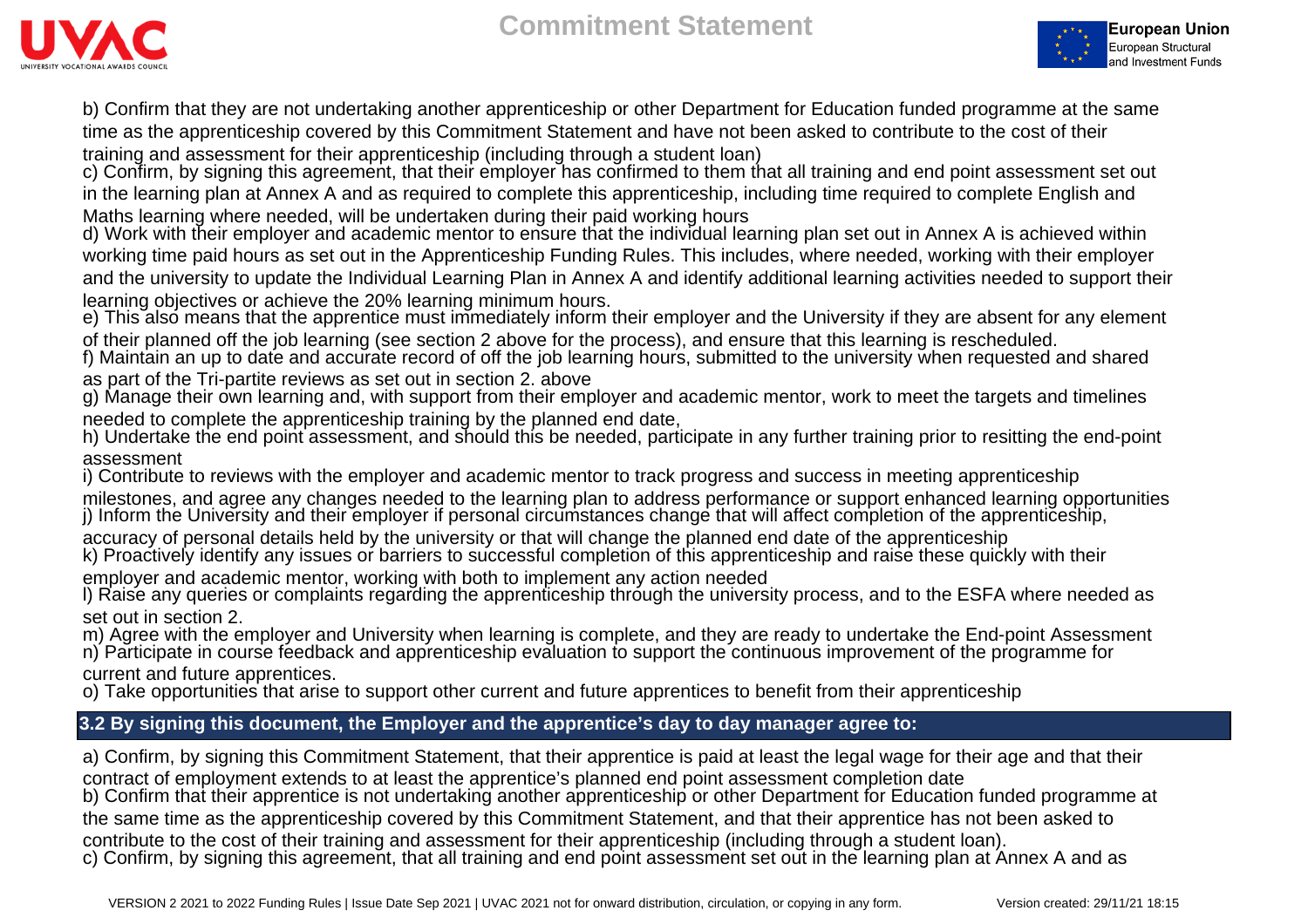b) Confirm that they are not undertaking another apprenticeship or other Department for Education funded programme at the same time as the apprenticeship covered by this Commitment Statement and have not been asked to contribute to the cost of their training and assessment for their apprenticeship (including through a student loan)

c) Confirm, by signing this agreement, that their employer has confirmed to them that all training and end point assessment set out in the learning plan at Annex A and as required to complete this apprenticeship, including time required to complete English and Maths learning where needed, will be undertaken during their paid working hours

d) Work with their employer and academic mentor to ensure that the individual learning plan set out in Annex A is achieved within working time paid hours as set out in the Apprenticeship Funding Rules. This includes, where needed, working with their employer and the university to update the Individual Learning Plan in Annex A and identify additional learning activities needed to support their learning objectives or achieve the 20% learning minimum hours.

e) This also means that the apprentice must immediately inform their employer and the University if they are absent for any element of their planned off the job learning (see section 2 above for the process), and ensure that this learning is rescheduled.

f) Maintain an up to date and accurate record of off the job learning hours, submitted to the university when requested and shared as part of the Tri-partite reviews as set out in section 2. above

g) Manage their own learning and, with support from their employer and academic mentor, work to meet the targets and timelines needed to complete the apprenticeship training by the planned end date,

h) Undertake the end point assessment, and should this be needed, participate in any further training prior to resitting the end-point assessment

i) Contribute to reviews with the employer and academic mentor to track progress and success in meeting apprenticeship milestones, and agree any changes needed to the learning plan to address performance or support enhanced learning opportunities

j) Inform the University and their employer if personal circumstances change that will affect completion of the apprenticeship, accuracy of personal details held by the university or that will change the planned end date of the apprenticeship

k) Proactively identify any issues or barriers to successful completion of this apprenticeship and raise these quickly with their employer and academic mentor, working with both to implement any action needed

l) Raise any queries or complaints regarding the apprenticeship through the university process, and to the ESFA where needed as set out in section 2.

m) Agree with the employer and University when learning is complete, and they are ready to undertake the End-point Assessment

n) Participate in course feedback and apprenticeship evaluation to support the continuous improvement of the programme for current and future apprentices.

o) Take opportunities that arise to support other current and future apprentices to benefit from their apprenticeship

## 3.2 By signing this document, the Employer and the apprentice's day to day manager agree to:

a) Confirm, by signing this Commitment Statement, that their apprentice is paid at least the legal wage for their age and that their contract of employment extends to at least the apprentice's planned end point assessment completion date

b) Confirm that their apprentice is not undertaking another apprenticeship or other Department for Education funded programme at the same time as the apprenticeship covered by this Commitment Statement, and that their apprentice has not been asked to contribute to the cost of their training and assessment for their apprenticeship (including through a student loan).

c) Confirm, by signing this agreement, that all training and end point assessment set out in the learning plan at Annex A and as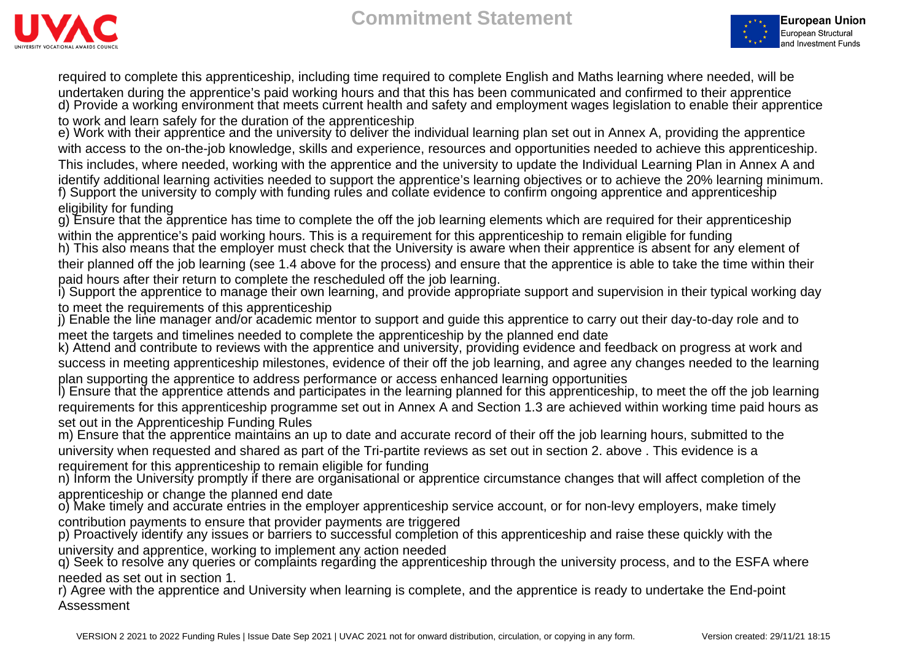required to complete this apprenticeship, including time required to complete English and Maths learning where needed, will be undertaken during the apprentice's paid working hours and that this has been communicated and confirmed to their apprentice

d) Provide a working environment that meets current health and safety and employment wages legislation to enable their apprentice to work and learn safely for the duration of the apprenticeship

e) Work with their apprentice and the university to deliver the individual learning plan set out in Annex A, providing the apprentice with access to the on-the-job knowledge, skills and experience, resources and opportunities needed to achieve this apprenticeship. This includes, where needed, working with the apprentice and the university to update the Individual Learning Plan in Annex A and identify additional learning activities needed to support the apprentice's learning objectives or to achieve the 20% learning minimum.

f) Support the university to comply with funding rules and collate evidence to confirm ongoing apprentice and apprenticeship eligibility for funding

g) Ensure that the apprentice has time to complete the off the job learning elements which are required for their apprenticeship within the apprentice's paid working hours. This is a requirement for this apprenticeship to remain eligible for funding

h) This also means that the employer must check that the University is aware when their apprentice is absent for any element of their planned off the job learning (see 1.4 above for the process) and ensure that the apprentice is able to take the time within their paid hours after their return to complete the rescheduled off the job learning.

i) Support the apprentice to manage their own learning, and provide appropriate support and supervision in their typical working day to meet the requirements of this apprenticeship

j) Enable the line manager and/or academic mentor to support and guide this apprentice to carry out their day-to-day role and to meet the targets and timelines needed to complete the apprenticeship by the planned end date

k) Attend and contribute to reviews with the apprentice and university, providing evidence and feedback on progress at work and success in meeting apprenticeship milestones, evidence of their off the job learning, and agree any changes needed to the learning plan supporting the apprentice to address performance or access enhanced learning opportunities

l) Ensure that the apprentice attends and participates in the learning planned for this apprenticeship, to meet the off the job learning requirements for this apprenticeship programme set out in Annex A and Section 1.3 are achieved within working time paid hours as set out in the Apprenticeship Funding Rules

m) Ensure that the apprentice maintains an up to date and accurate record of their off the job learning hours, submitted to the university when requested and shared as part of the Tri-partite reviews as set out in section 2. above . This evidence is a requirement for this apprenticeship to remain eligible for funding

n) Inform the University promptly if there are organisational or apprentice circumstance changes that will affect completion of the apprenticeship or change the planned end date

o) Make timely and accurate entries in the employer apprenticeship service account, or for non-levy employers, make timely contribution payments to ensure that provider payments are triggered

p) Proactively identify any issues or barriers to successful completion of this apprenticeship and raise these quickly with the university and apprentice, working to implement any action needed

q) Seek to resolve any queries or complaints regarding the apprenticeship through the university process, and to the ESFA where needed as set out in section 1.

r) Agree with the apprentice and University when learning is complete, and the apprentice is ready to undertake the End-point Assessment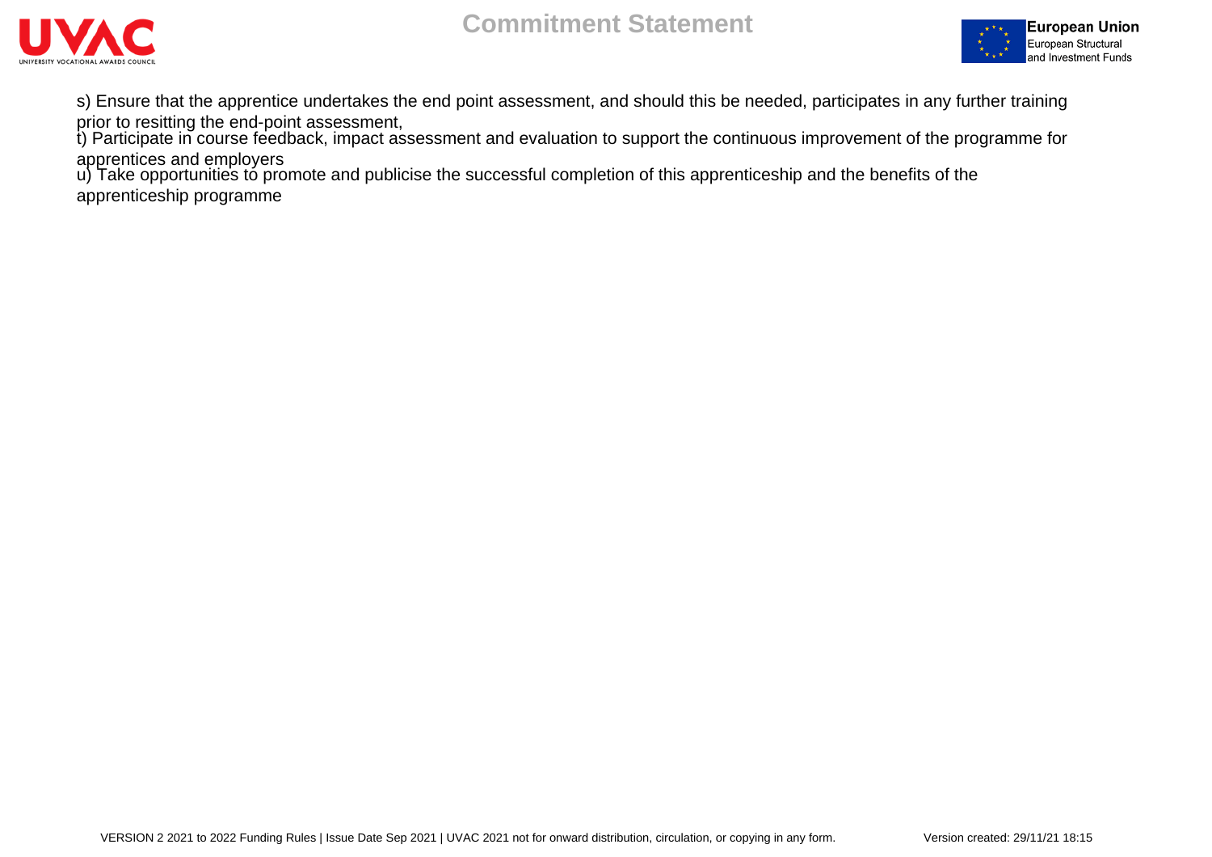s) Ensure that the apprentice undertakes the end point assessment, and should this be needed, participates in any further training prior to resitting the end-point assessment,

t) Participate in course feedback, impact assessment and evaluation to support the continuous improvement of the programme for apprentices and employers

u) Take opportunities to promote and publicise the successful completion of this apprenticeship and the benefits of the apprenticeship programme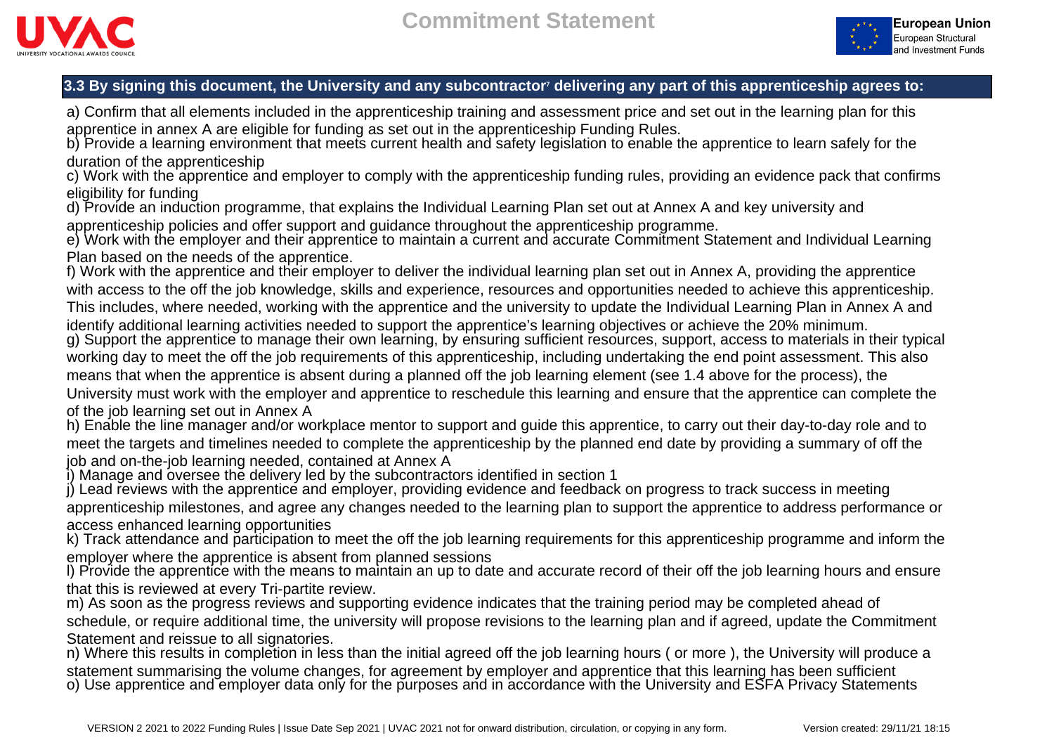## 3.3 By signing this document, the University and any subcontractor[7] delivering any part of this apprenticeship agrees to:

a) Confirm that all elements included in the apprenticeship training and assessment price and set out in the learning plan for this apprentice in annex A are eligible for funding as set out in the apprenticeship Funding Rules.
b) Provide a learning environment that meets current health and safety legislation to enable the apprentice to learn safely for the duration of the apprenticeship
c) Work with the apprentice and employer to comply with the apprenticeship funding rules, providing an evidence pack that confirms eligibility for funding
d) Provide an induction programme, that explains the Individual Learning Plan set out at Annex A and key university and apprenticeship policies and offer support and guidance throughout the apprenticeship programme.
e) Work with the employer and their apprentice to maintain a current and accurate Commitment Statement and Individual Learning Plan based on the needs of the apprentice.
f) Work with the apprentice and their employer to deliver the individual learning plan set out in Annex A, providing the apprentice with access to the off the job knowledge, skills and experience, resources and opportunities needed to achieve this apprenticeship. This includes, where needed, working with the apprentice and the university to update the Individual Learning Plan in Annex A and identify additional learning activities needed to support the apprentice's learning objectives or achieve the 20% minimum.
g) Support the apprentice to manage their own learning, by ensuring sufficient resources, support, access to materials in their typical working day to meet the off the job requirements of this apprenticeship, including undertaking the end point assessment. This also means that when the apprentice is absent during a planned off the job learning element (see 1.4 above for the process), the University must work with the employer and apprentice to reschedule this learning and ensure that the apprentice can complete the of the job learning set out in Annex A
h) Enable the line manager and/or workplace mentor to support and guide this apprentice, to carry out their day-to-day role and to meet the targets and timelines needed to complete the apprenticeship by the planned end date by providing a summary of off the job and on-the-job learning needed, contained at Annex A
i) Manage and oversee the delivery led by the subcontractors identified in section 1
j) Lead reviews with the apprentice and employer, providing evidence and feedback on progress to track success in meeting apprenticeship milestones, and agree any changes needed to the learning plan to support the apprentice to address performance or access enhanced learning opportunities
k) Track attendance and participation to meet the off the job learning requirements for this apprenticeship programme and inform the employer where the apprentice is absent from planned sessions
l) Provide the apprentice with the means to maintain an up to date and accurate record of their off the job learning hours and ensure that this is reviewed at every Tri-partite review.
m) As soon as the progress reviews and supporting evidence indicates that the training period may be completed ahead of schedule, or require additional time, the university will propose revisions to the learning plan and if agreed, update the Commitment Statement and reissue to all signatories.
n) Where this results in completion in less than the initial agreed off the job learning hours ( or more ), the University will produce a statement summarising the volume changes, for agreement by employer and apprentice that this learning has been sufficient
o) Use apprentice and employer data only for the purposes and in accordance with the University and ESFA Privacy Statements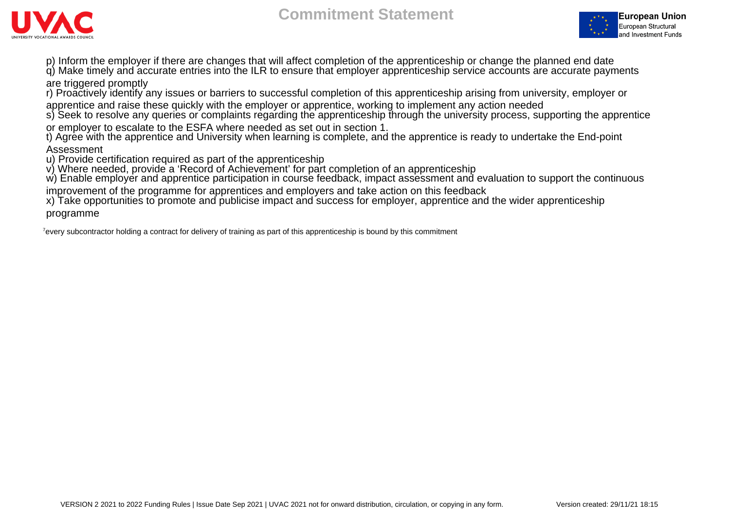p) Inform the employer if there are changes that will affect completion of the apprenticeship or change the planned end date
q) Make timely and accurate entries into the ILR to ensure that employer apprenticeship service accounts are accurate payments are triggered promptly
r) Proactively identify any issues or barriers to successful completion of this apprenticeship arising from university, employer or apprentice and raise these quickly with the employer or apprentice, working to implement any action needed
s) Seek to resolve any queries or complaints regarding the apprenticeship through the university process, supporting the apprentice or employer to escalate to the ESFA where needed as set out in section 1.
t) Agree with the apprentice and University when learning is complete, and the apprentice is ready to undertake the End-point Assessment
u) Provide certification required as part of the apprenticeship
v) Where needed, provide a 'Record of Achievement' for part completion of an apprenticeship
w) Enable employer and apprentice participation in course feedback, impact assessment and evaluation to support the continuous improvement of the programme for apprentices and employers and take action on this feedback
x) Take opportunities to promote and publicise impact and success for employer, apprentice and the wider apprenticeship programme

[7]every subcontractor holding a contract for delivery of training as part of this apprenticeship is bound by this commitment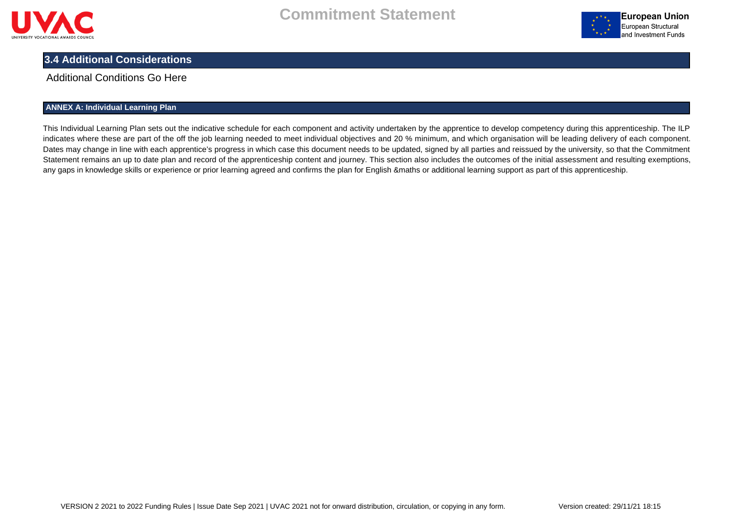## 3.4 Additional Considerations

Additional Conditions Go Here

### ANNEX A: Individual Learning Plan

This Individual Learning Plan sets out the indicative schedule for each component and activity undertaken by the apprentice to develop competency during this apprenticeship. The ILP indicates where these are part of the off the job learning needed to meet individual objectives and 20 % minimum, and which organisation will be leading delivery of each component. Dates may change in line with each apprentice's progress in which case this document needs to be updated, signed by all parties and reissued by the university, so that the Commitment Statement remains an up to date plan and record of the apprenticeship content and journey. This section also includes the outcomes of the initial assessment and resulting exemptions, any gaps in knowledge skills or experience or prior learning agreed and confirms the plan for English &maths or additional learning support as part of this apprenticeship.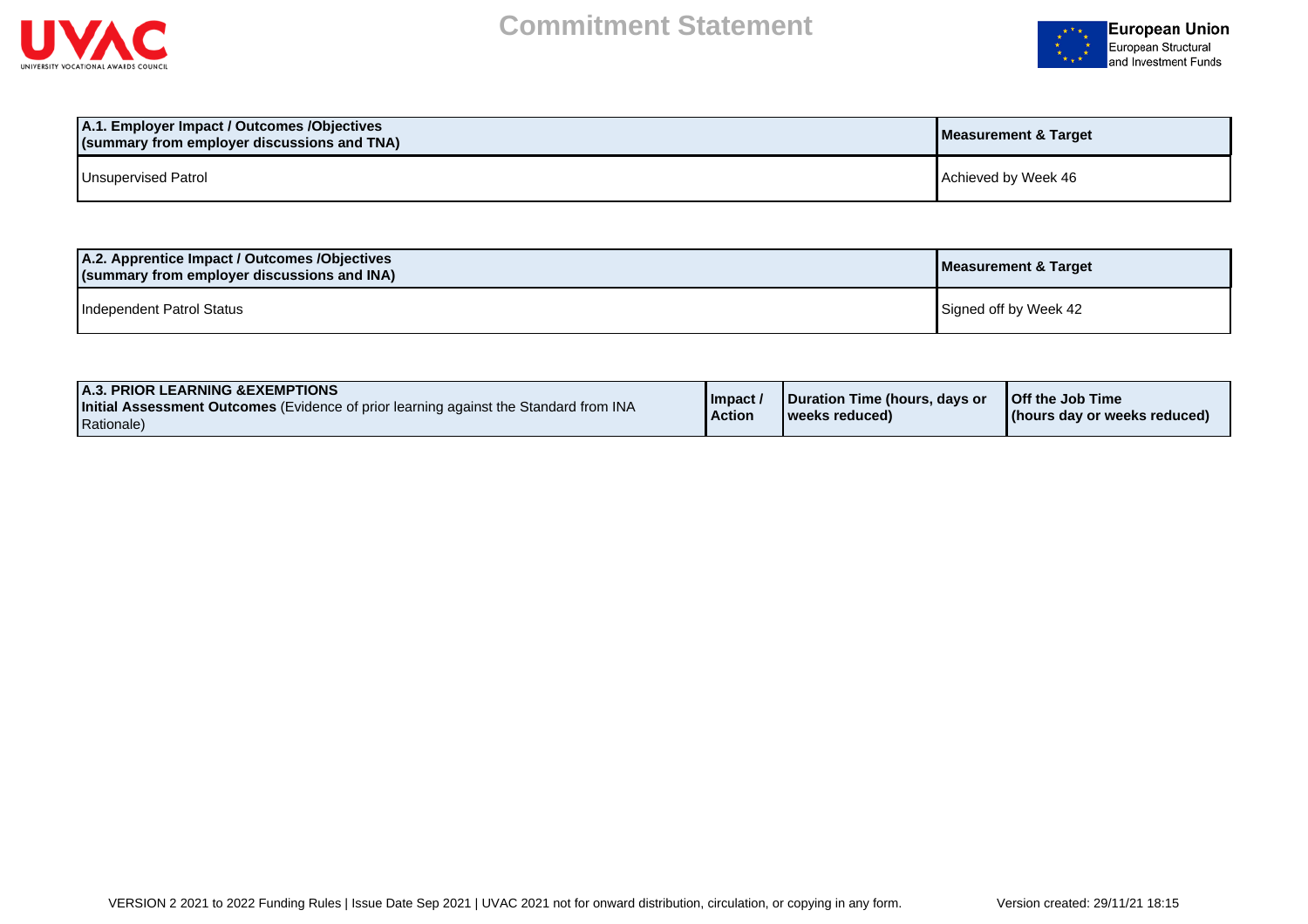# Commitment Statement

| A.1. Employer Impact / Outcomes /Objectives (summary from employer discussions and TNA) | Measurement & Target |
|---|---|
| Unsupervised Patrol | Achieved by Week 46 |

| A.2. Apprentice Impact / Outcomes /Objectives (summary from employer discussions and INA) | Measurement & Target |
|---|---|
| Independent Patrol Status | Signed off by Week 42 |

| A.3. PRIOR LEARNING &EXEMPTIONS **Initial Assessment Outcomes** (Evidence of prior learning against the Standard from INA Rationale) | Impact / Action | Duration Time (hours, days or weeks reduced) | Off the Job Time (hours day or weeks reduced) |
|---|---|---|---|

VERSION 2 2021 to 2022 Funding Rules | Issue Date Sep 2021 | UVAC 2021 not for onward distribution, circulation, or copying in any form. Version created: 29/11/21 18:15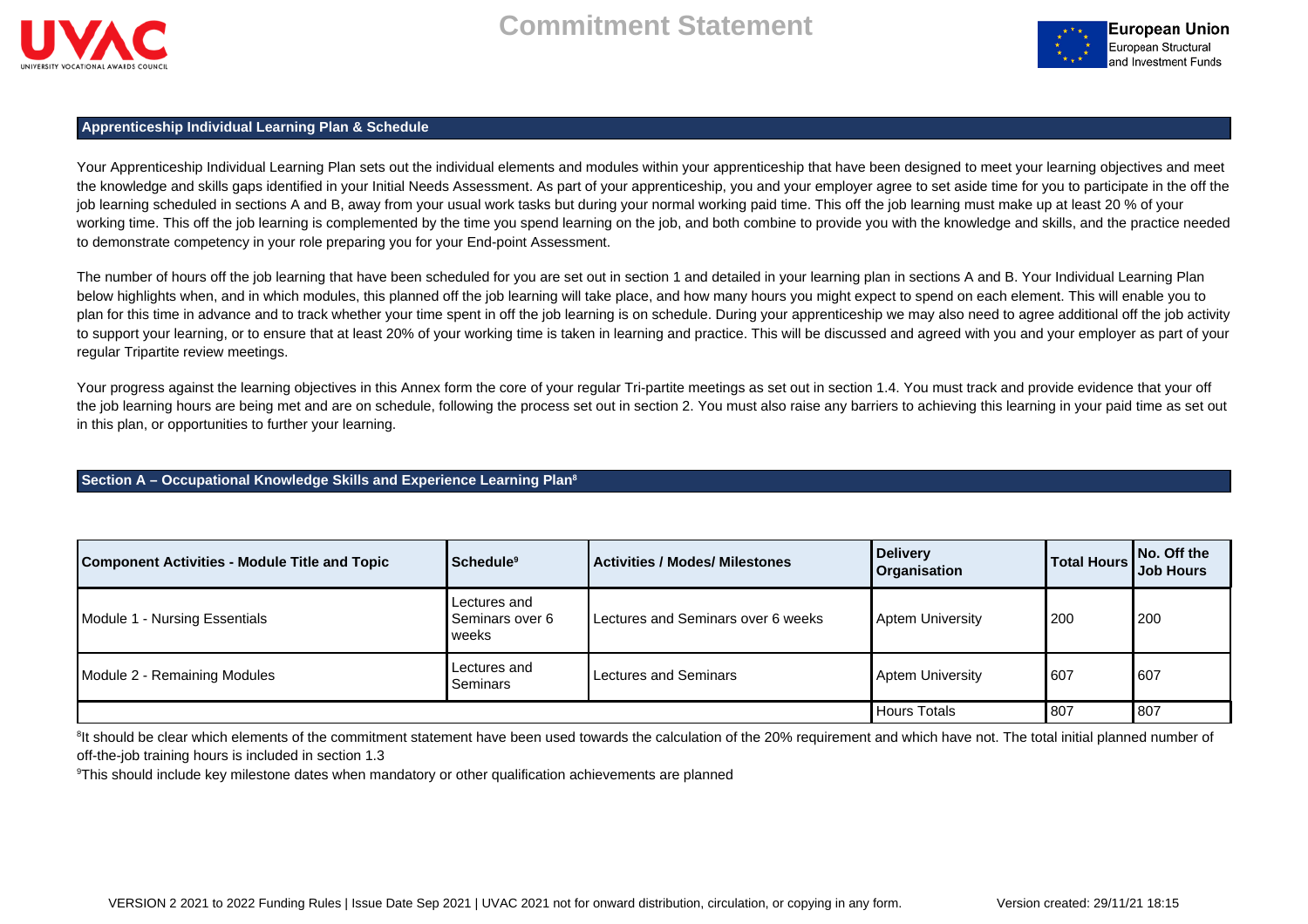# Commitment Statement

## Apprenticeship Individual Learning Plan & Schedule

Your Apprenticeship Individual Learning Plan sets out the individual elements and modules within your apprenticeship that have been designed to meet your learning objectives and meet the knowledge and skills gaps identified in your Initial Needs Assessment. As part of your apprenticeship, you and your employer agree to set aside time for you to participate in the off the job learning scheduled in sections A and B, away from your usual work tasks but during your normal working paid time. This off the job learning must make up at least 20 % of your working time. This off the job learning is complemented by the time you spend learning on the job, and both combine to provide you with the knowledge and skills, and the practice needed to demonstrate competency in your role preparing you for your End-point Assessment.

The number of hours off the job learning that have been scheduled for you are set out in section 1 and detailed in your learning plan in sections A and B. Your Individual Learning Plan below highlights when, and in which modules, this planned off the job learning will take place, and how many hours you might expect to spend on each element. This will enable you to plan for this time in advance and to track whether your time spent in off the job learning is on schedule. During your apprenticeship we may also need to agree additional off the job activity to support your learning, or to ensure that at least 20% of your working time is taken in learning and practice. This will be discussed and agreed with you and your employer as part of your regular Tripartite review meetings.

Your progress against the learning objectives in this Annex form the core of your regular Tri-partite meetings as set out in section 1.4. You must track and provide evidence that your off the job learning hours are being met and are on schedule, following the process set out in section 2. You must also raise any barriers to achieving this learning in your paid time as set out in this plan, or opportunities to further your learning.

## Section A – Occupational Knowledge Skills and Experience Learning Plan[8]

| Component Activities - Module Title and Topic | Schedule[9] | Activities / Modes/ Milestones | Delivery Organisation | Total Hours | No. Off the Job Hours |
|---|---|---|---|---|---|
| Module 1 - Nursing Essentials | Lectures and Seminars over 6 weeks | Lectures and Seminars over 6 weeks | Aptem University | 200 | 200 |
| Module 2 - Remaining Modules | Lectures and Seminars | Lectures and Seminars | Aptem University | 607 | 607 |
| | | | Hours Totals | 807 | 807 |

[8]It should be clear which elements of the commitment statement have been used towards the calculation of the 20% requirement and which have not. The total initial planned number of off-the-job training hours is included in section 1.3

[9]This should include key milestone dates when mandatory or other qualification achievements are planned

VERSION 2 2021 to 2022 Funding Rules | Issue Date Sep 2021 | UVAC 2021 not for onward distribution, circulation, or copying in any form. Version created: 29/11/21 18:15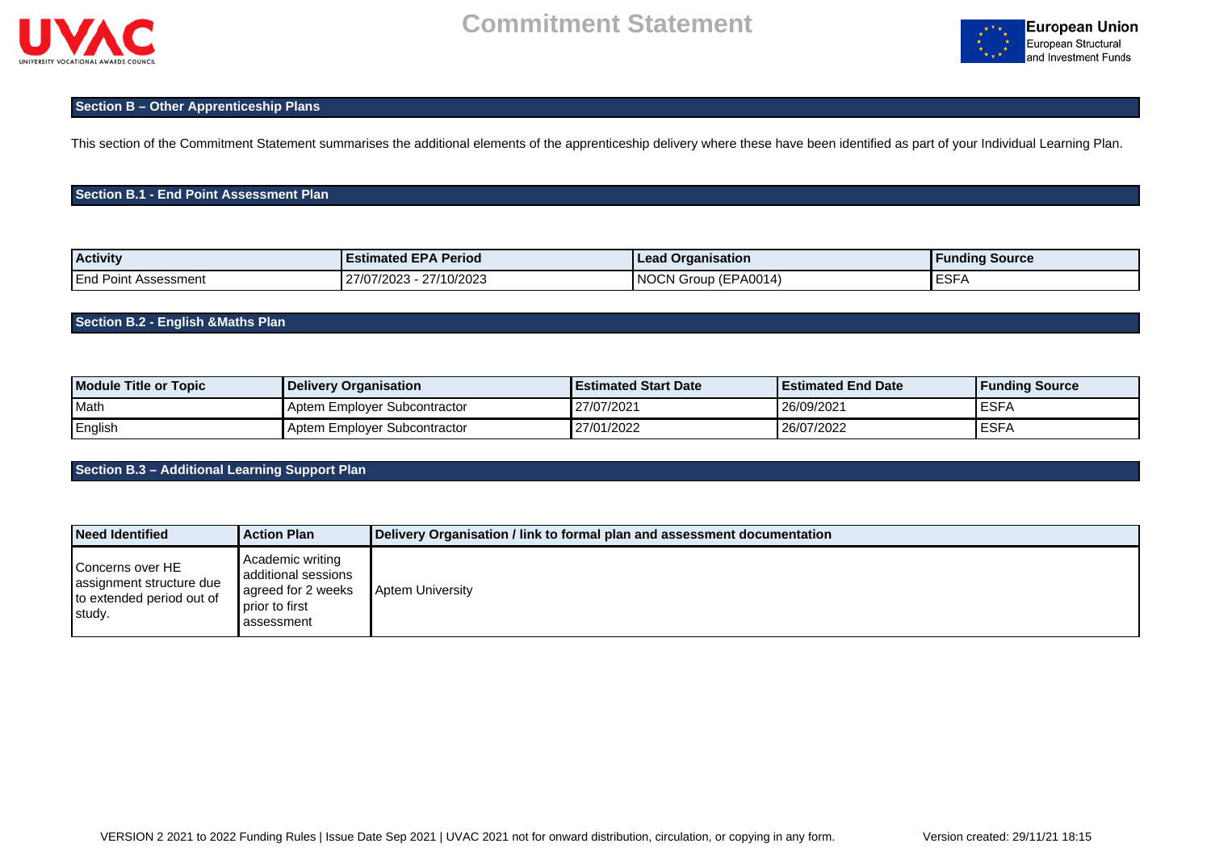# Commitment Statement

## Section B – Other Apprenticeship Plans

This section of the Commitment Statement summarises the additional elements of the apprenticeship delivery where these have been identified as part of your Individual Learning Plan.

### Section B.1 - End Point Assessment Plan

| Activity | Estimated EPA Period | Lead Organisation | Funding Source |
|---|---|---|---|
| End Point Assessment | 27/07/2023 - 27/10/2023 | NOCN Group (EPA0014) | ESFA |

### Section B.2 - English &Maths Plan

| Module Title or Topic | Delivery Organisation | Estimated Start Date | Estimated End Date | Funding Source |
|---|---|---|---|---|
| Math | Aptem Employer Subcontractor | 27/07/2021 | 26/09/2021 | ESFA |
| English | Aptem Employer Subcontractor | 27/01/2022 | 26/07/2022 | ESFA |

### Section B.3 – Additional Learning Support Plan

| Need Identified | Action Plan | Delivery Organisation / link to formal plan and assessment documentation |
|---|---|---|
| Concerns over HE assignment structure due to extended period out of study. | Academic writing additional sessions agreed for 2 weeks prior to first assessment | Aptem University |

VERSION 2 2021 to 2022 Funding Rules | Issue Date Sep 2021 | UVAC 2021 not for onward distribution, circulation, or copying in any form. Version created: 29/11/21 18:15